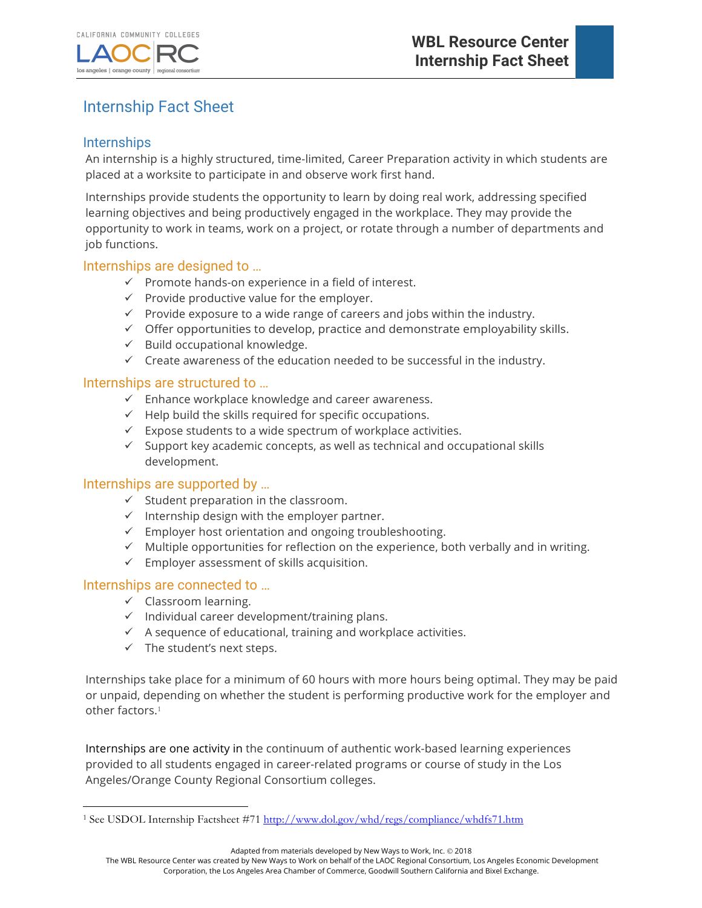# Internship Fact Sheet

## Internships

An internship is a highly structured, time-limited, Career Preparation activity in which students are placed at a worksite to participate in and observe work first hand.

Internships provide students the opportunity to learn by doing real work, addressing specified learning objectives and being productively engaged in the workplace. They may provide the opportunity to work in teams, work on a project, or rotate through a number of departments and job functions.

### Internships are designed to …

- ✓ Promote hands-on experience in a field of interest.
- ✓ Provide productive value for the employer.
- ✓ Provide exposure to a wide range of careers and jobs within the industry.
- ✓ Offer opportunities to develop, practice and demonstrate employability skills.
- ✓ Build occupational knowledge.
- ✓ Create awareness of the education needed to be successful in the industry.

### Internships are structured to …

- ✓ Enhance workplace knowledge and career awareness.
- ✓ Help build the skills required for specific occupations.
- ✓ Expose students to a wide spectrum of workplace activities.
- ✓ Support key academic concepts, as well as technical and occupational skills development.

### Internships are supported by …

- ✓ Student preparation in the classroom.
- ✓ Internship design with the employer partner.
- ✓ Employer host orientation and ongoing troubleshooting.
- ✓ Multiple opportunities for reflection on the experience, both verbally and in writing.
- ✓ Employer assessment of skills acquisition.

### Internships are connected to …

- ✓ Classroom learning.
- ✓ Individual career development/training plans.
- ✓ A sequence of educational, training and workplace activities.
- ✓ The student's next steps.

Internships take place for a minimum of 60 hours with more hours being optimal. They may be paid or unpaid, depending on whether the student is performing productive work for the employer and other factors.[1]

Internships are one activity in the continuum of authentic work-based learning experiences provided to all students engaged in career-related programs or course of study in the Los Angeles/Orange County Regional Consortium colleges.

---

[1] See USDOL Internship Factsheet #71 http://www.dol.gov/whd/regs/compliance/whdfs71.htm

Adapted from materials developed by New Ways to Work, Inc. © 2018
The WBL Resource Center was created by New Ways to Work on behalf of the LAOC Regional Consortium, Los Angeles Economic Development Corporation, the Los Angeles Area Chamber of Commerce, Goodwill Southern California and Bixel Exchange.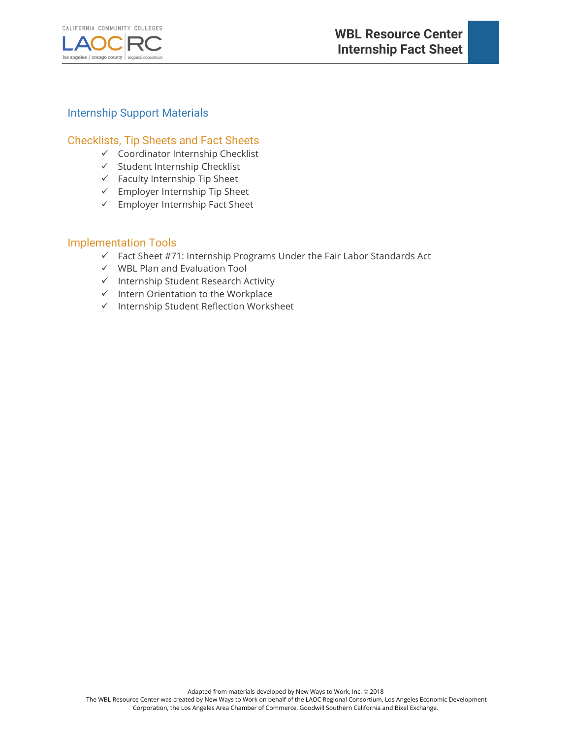## Internship Support Materials

### Checklists, Tip Sheets and Fact Sheets

- ✓ Coordinator Internship Checklist
- ✓ Student Internship Checklist
- ✓ Faculty Internship Tip Sheet
- ✓ Employer Internship Tip Sheet
- ✓ Employer Internship Fact Sheet

### Implementation Tools

- ✓ Fact Sheet #71: Internship Programs Under the Fair Labor Standards Act
- ✓ WBL Plan and Evaluation Tool
- ✓ Internship Student Research Activity
- ✓ Intern Orientation to the Workplace
- ✓ Internship Student Reflection Worksheet

Adapted from materials developed by New Ways to Work, Inc. © 2018
The WBL Resource Center was created by New Ways to Work on behalf of the LAOC Regional Consortium, Los Angeles Economic Development Corporation, the Los Angeles Area Chamber of Commerce, Goodwill Southern California and Bixel Exchange.